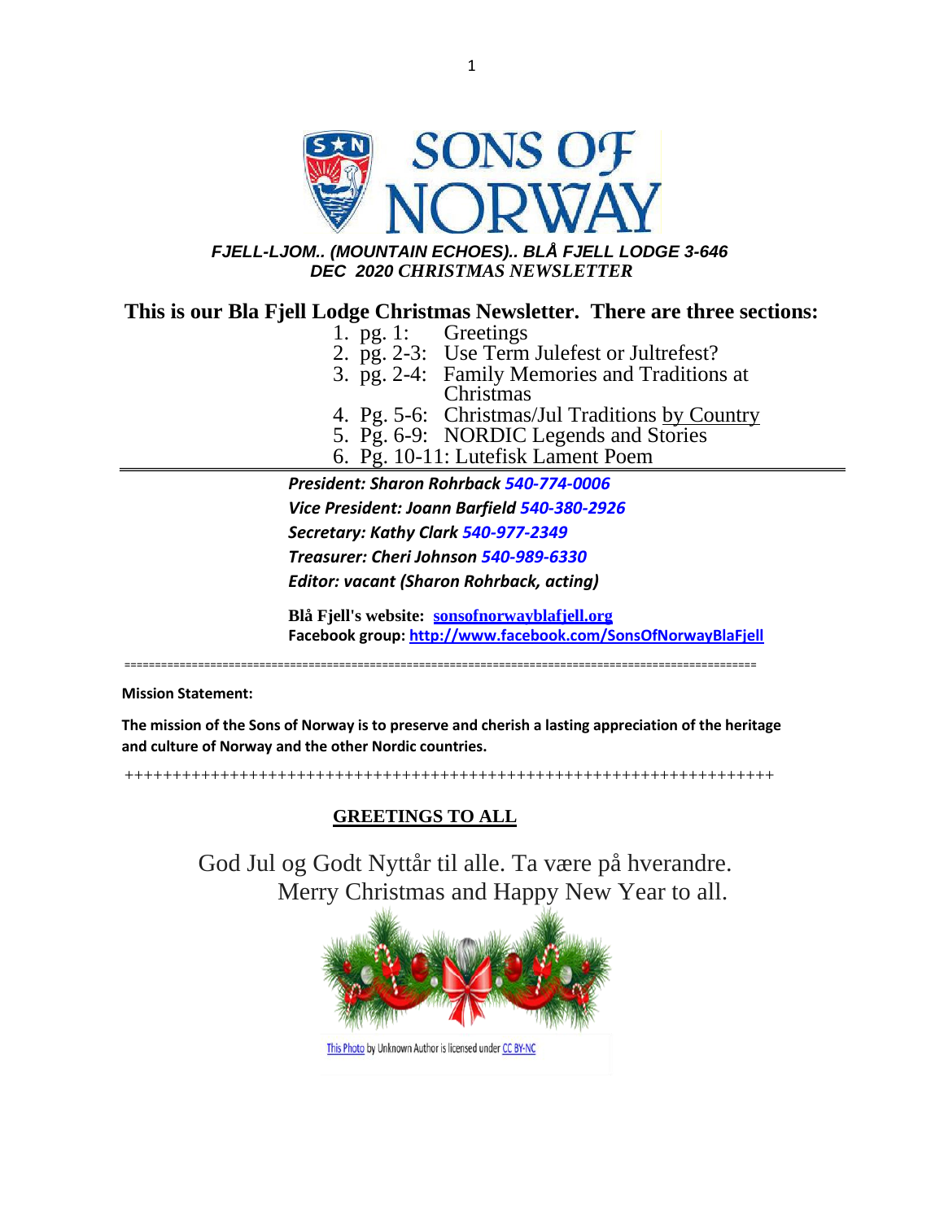**SONS OF NORWAY**

***FJELL-LJOM.. (MOUNTAIN ECHOES).. BLÅ FJELL LODGE 3-646***
***DEC 2020 CHRISTMAS NEWSLETTER***

## This is our Bla Fjell Lodge Christmas Newsletter. There are three sections:

1. pg. 1: Greetings
2. pg. 2-3: Use Term Julefest or Jultrefest?
3. pg. 2-4: Family Memories and Traditions at Christmas
4. Pg. 5-6: Christmas/Jul Traditions by Country
5. Pg. 6-9: NORDIC Legends and Stories
6. Pg. 10-11: Lutefisk Lament Poem

---

***President: Sharon Rohrback 540-774-0006***

***Vice President: Joann Barfield 540-380-2926***

***Secretary: Kathy Clark 540-977-2349***

***Treasurer: Cheri Johnson 540-989-6330***

***Editor: vacant (Sharon Rohrback, acting)***

**Blå Fjell's website: sonsofnorwayblafjell.org**
**Facebook group: http://www.facebook.com/SonsOfNorwayBlaFjell**

=====================================================================================================

**Mission Statement:**

**The mission of the Sons of Norway is to preserve and cherish a lasting appreciation of the heritage and culture of Norway and the other Nordic countries.**

++++++++++++++++++++++++++++++++++++++++++++++++++++++++++++++++++++++++

## GREETINGS TO ALL

God Jul og Godt Nyttår til alle. Ta være på hverandre.
Merry Christmas and Happy New Year to all.

This Photo by Unknown Author is licensed under CC BY-NC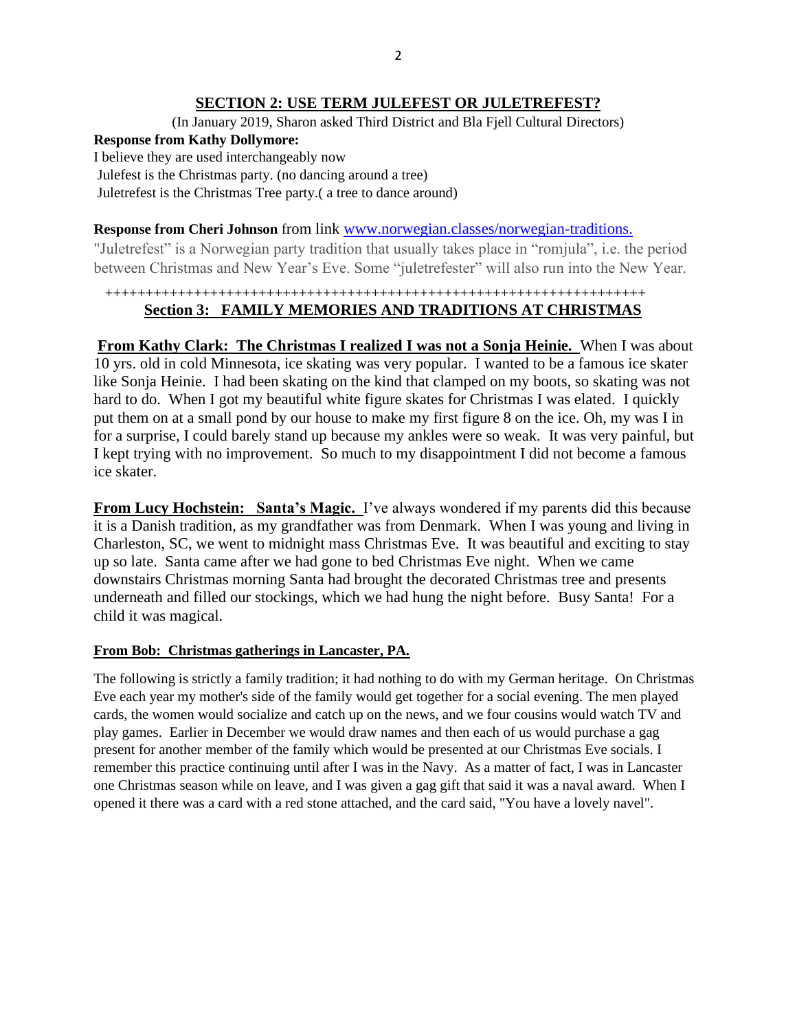## SECTION 2: USE TERM JULEFEST OR JULETREFEST?

(In January 2019, Sharon asked Third District and Bla Fjell Cultural Directors)

**Response from Kathy Dollymore:**

I believe they are used interchangeably now
Julefest is the Christmas party. (no dancing around a tree)
Juletrefest is the Christmas Tree party.( a tree to dance around)

**Response from Cheri Johnson** from link [www.norwegian.classes/norwegian-traditions.](www.norwegian.classes/norwegian-traditions.)

"Juletrefest" is a Norwegian party tradition that usually takes place in "romjula", i.e. the period between Christmas and New Year's Eve. Some "juletrefester" will also run into the New Year.

+++++++++++++++++++++++++++++++++++++++++++++++++++++++++++++++++++++

## Section 3: FAMILY MEMORIES AND TRADITIONS AT CHRISTMAS

**From Kathy Clark: The Christmas I realized I was not a Sonja Heinie.** When I was about 10 yrs. old in cold Minnesota, ice skating was very popular. I wanted to be a famous ice skater like Sonja Heinie. I had been skating on the kind that clamped on my boots, so skating was not hard to do. When I got my beautiful white figure skates for Christmas I was elated. I quickly put them on at a small pond by our house to make my first figure 8 on the ice. Oh, my was I in for a surprise, I could barely stand up because my ankles were so weak. It was very painful, but I kept trying with no improvement. So much to my disappointment I did not become a famous ice skater.

**From Lucy Hochstein: Santa's Magic.** I've always wondered if my parents did this because it is a Danish tradition, as my grandfather was from Denmark. When I was young and living in Charleston, SC, we went to midnight mass Christmas Eve. It was beautiful and exciting to stay up so late. Santa came after we had gone to bed Christmas Eve night. When we came downstairs Christmas morning Santa had brought the decorated Christmas tree and presents underneath and filled our stockings, which we had hung the night before. Busy Santa! For a child it was magical.

**From Bob: Christmas gatherings in Lancaster, PA.**

The following is strictly a family tradition; it had nothing to do with my German heritage. On Christmas Eve each year my mother's side of the family would get together for a social evening. The men played cards, the women would socialize and catch up on the news, and we four cousins would watch TV and play games. Earlier in December we would draw names and then each of us would purchase a gag present for another member of the family which would be presented at our Christmas Eve socials. I remember this practice continuing until after I was in the Navy. As a matter of fact, I was in Lancaster one Christmas season while on leave, and I was given a gag gift that said it was a naval award. When I opened it there was a card with a red stone attached, and the card said, "You have a lovely navel".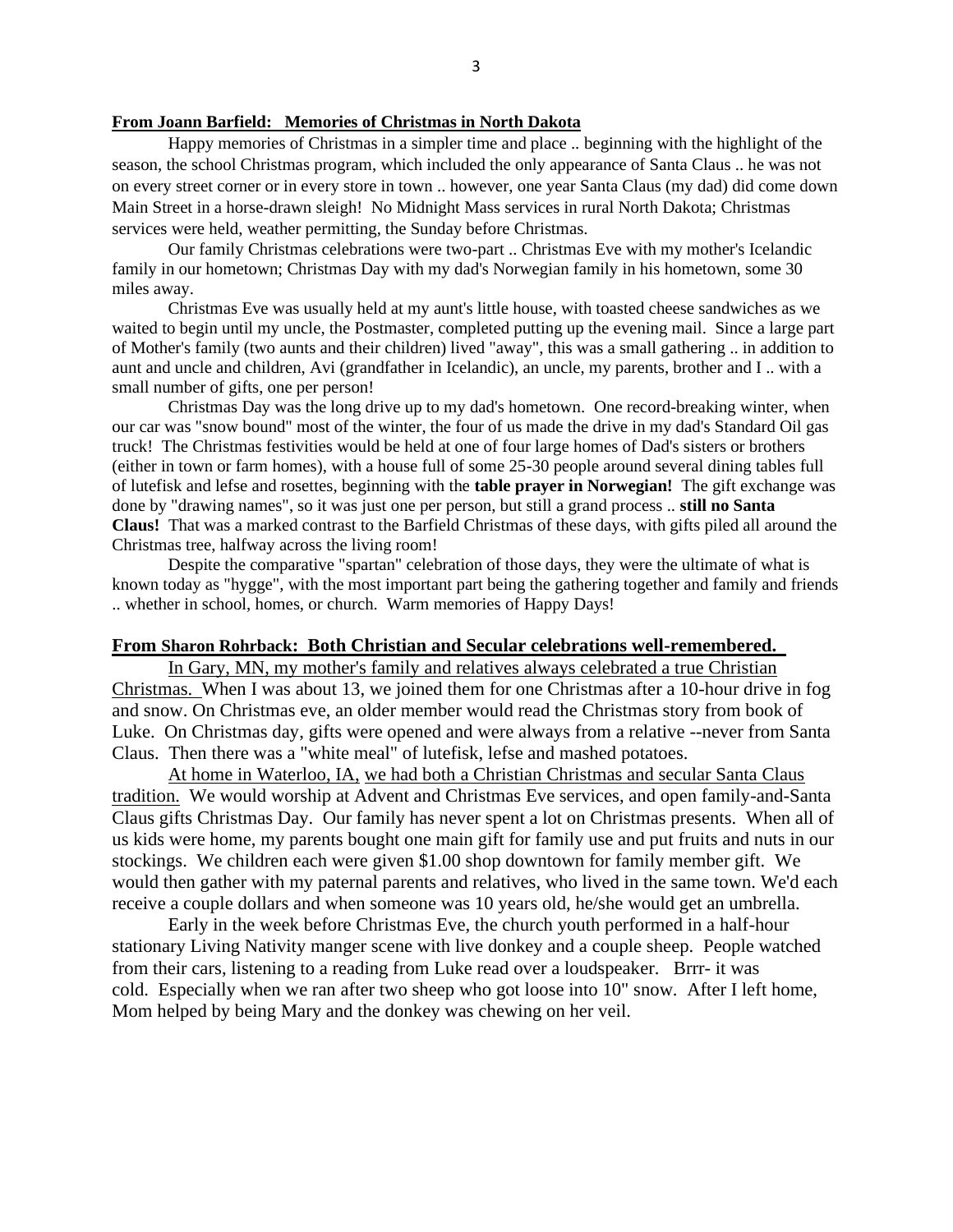**From Joann Barfield: Memories of Christmas in North Dakota**

Happy memories of Christmas in a simpler time and place .. beginning with the highlight of the season, the school Christmas program, which included the only appearance of Santa Claus .. he was not on every street corner or in every store in town .. however, one year Santa Claus (my dad) did come down Main Street in a horse-drawn sleigh! No Midnight Mass services in rural North Dakota; Christmas services were held, weather permitting, the Sunday before Christmas.

Our family Christmas celebrations were two-part .. Christmas Eve with my mother's Icelandic family in our hometown; Christmas Day with my dad's Norwegian family in his hometown, some 30 miles away.

Christmas Eve was usually held at my aunt's little house, with toasted cheese sandwiches as we waited to begin until my uncle, the Postmaster, completed putting up the evening mail. Since a large part of Mother's family (two aunts and their children) lived "away", this was a small gathering .. in addition to aunt and uncle and children, Avi (grandfather in Icelandic), an uncle, my parents, brother and I .. with a small number of gifts, one per person!

Christmas Day was the long drive up to my dad's hometown. One record-breaking winter, when our car was "snow bound" most of the winter, the four of us made the drive in my dad's Standard Oil gas truck! The Christmas festivities would be held at one of four large homes of Dad's sisters or brothers (either in town or farm homes), with a house full of some 25-30 people around several dining tables full of lutefisk and lefse and rosettes, beginning with the **table prayer in Norwegian!** The gift exchange was done by "drawing names", so it was just one per person, but still a grand process .. **still no Santa Claus!** That was a marked contrast to the Barfield Christmas of these days, with gifts piled all around the Christmas tree, halfway across the living room!

Despite the comparative "spartan" celebration of those days, they were the ultimate of what is known today as "hygge", with the most important part being the gathering together and family and friends .. whether in school, homes, or church. Warm memories of Happy Days!

**From Sharon Rohrback: Both Christian and Secular celebrations well-remembered.**

In Gary, MN, my mother's family and relatives always celebrated a true Christian Christmas. When I was about 13, we joined them for one Christmas after a 10-hour drive in fog and snow. On Christmas eve, an older member would read the Christmas story from book of Luke. On Christmas day, gifts were opened and were always from a relative --never from Santa Claus. Then there was a "white meal" of lutefisk, lefse and mashed potatoes.

At home in Waterloo, IA, we had both a Christian Christmas and secular Santa Claus tradition. We would worship at Advent and Christmas Eve services, and open family-and-Santa Claus gifts Christmas Day. Our family has never spent a lot on Christmas presents. When all of us kids were home, my parents bought one main gift for family use and put fruits and nuts in our stockings. We children each were given $1.00 shop downtown for family member gift. We would then gather with my paternal parents and relatives, who lived in the same town. We'd each receive a couple dollars and when someone was 10 years old, he/she would get an umbrella.

Early in the week before Christmas Eve, the church youth performed in a half-hour stationary Living Nativity manger scene with live donkey and a couple sheep. People watched from their cars, listening to a reading from Luke read over a loudspeaker. Brrr- it was cold. Especially when we ran after two sheep who got loose into 10" snow. After I left home, Mom helped by being Mary and the donkey was chewing on her veil.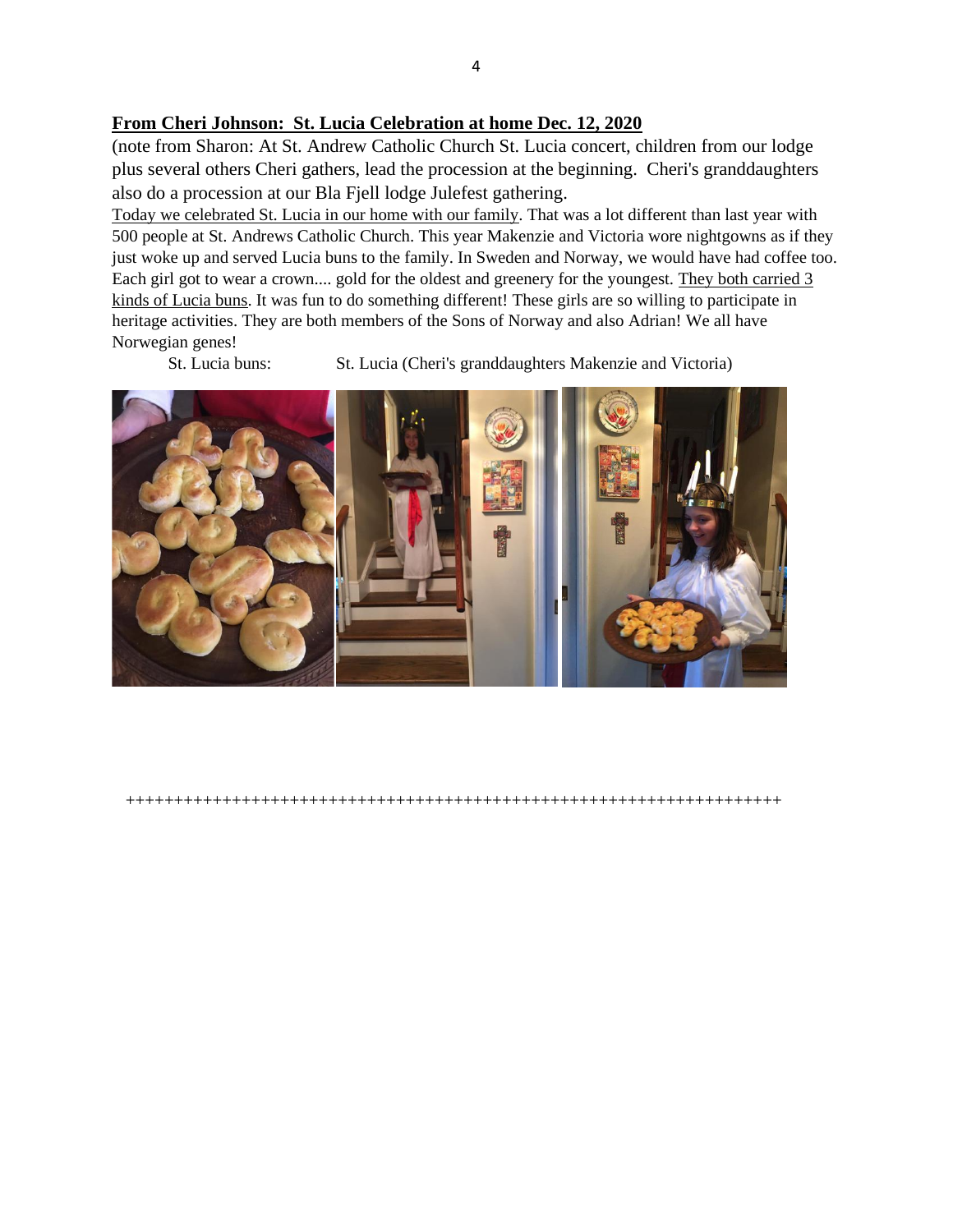**<u>From Cheri Johnson: St. Lucia Celebration at home Dec. 12, 2020</u>**

(note from Sharon: At St. Andrew Catholic Church St. Lucia concert, children from our lodge plus several others Cheri gathers, lead the procession at the beginning. Cheri's granddaughters also do a procession at our Bla Fjell lodge Julefest gathering.

<u>Today we celebrated St. Lucia in our home with our family</u>. That was a lot different than last year with 500 people at St. Andrews Catholic Church. This year Makenzie and Victoria wore nightgowns as if they just woke up and served Lucia buns to the family. In Sweden and Norway, we would have had coffee too. Each girl got to wear a crown.... gold for the oldest and greenery for the youngest. <u>They both carried 3 kinds of Lucia buns</u>. It was fun to do something different! These girls are so willing to participate in heritage activities. They are both members of the Sons of Norway and also Adrian! We all have Norwegian genes!

St. Lucia buns: St. Lucia (Cheri's granddaughters Makenzie and Victoria)

++++++++++++++++++++++++++++++++++++++++++++++++++++++++++++++++++++++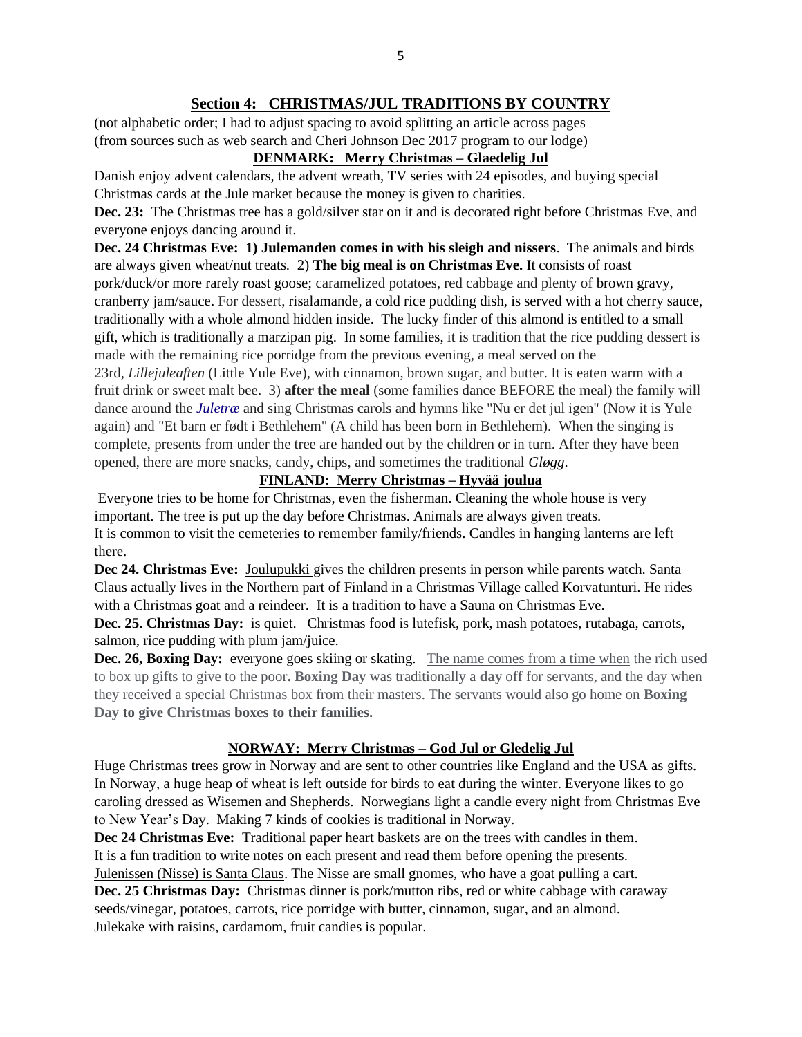## Section 4: CHRISTMAS/JUL TRADITIONS BY COUNTRY

(not alphabetic order; I had to adjust spacing to avoid splitting an article across pages
(from sources such as web search and Cheri Johnson Dec 2017 program to our lodge)

### DENMARK: Merry Christmas – Glaedelig Jul

Danish enjoy advent calendars, the advent wreath, TV series with 24 episodes, and buying special Christmas cards at the Jule market because the money is given to charities.

**Dec. 23:** The Christmas tree has a gold/silver star on it and is decorated right before Christmas Eve, and everyone enjoys dancing around it.

**Dec. 24 Christmas Eve: 1) Julemanden comes in with his sleigh and nissers**. The animals and birds are always given wheat/nut treats. 2) **The big meal is on Christmas Eve.** It consists of roast pork/duck/or more rarely roast goose; caramelized potatoes, red cabbage and plenty of brown gravy, cranberry jam/sauce. For dessert, risalamande, a cold rice pudding dish, is served with a hot cherry sauce, traditionally with a whole almond hidden inside. The lucky finder of this almond is entitled to a small gift, which is traditionally a marzipan pig. In some families, it is tradition that the rice pudding dessert is made with the remaining rice porridge from the previous evening, a meal served on the 23rd, *Lillejuleaften* (Little Yule Eve), with cinnamon, brown sugar, and butter. It is eaten warm with a fruit drink or sweet malt bee. 3) **after the meal** (some families dance BEFORE the meal) the family will dance around the *Juletræ* and sing Christmas carols and hymns like "Nu er det jul igen" (Now it is Yule again) and "Et barn er født i Bethlehem" (A child has been born in Bethlehem). When the singing is complete, presents from under the tree are handed out by the children or in turn. After they have been opened, there are more snacks, candy, chips, and sometimes the traditional *Gløgg*.

### FINLAND: Merry Christmas – Hyvää joulua

Everyone tries to be home for Christmas, even the fisherman. Cleaning the whole house is very important. The tree is put up the day before Christmas. Animals are always given treats.
It is common to visit the cemeteries to remember family/friends. Candles in hanging lanterns are left there.

**Dec 24. Christmas Eve:** Joulupukki gives the children presents in person while parents watch. Santa Claus actually lives in the Northern part of Finland in a Christmas Village called Korvatunturi. He rides with a Christmas goat and a reindeer. It is a tradition to have a Sauna on Christmas Eve.

**Dec. 25. Christmas Day:** is quiet. Christmas food is lutefisk, pork, mash potatoes, rutabaga, carrots, salmon, rice pudding with plum jam/juice.

**Dec. 26, Boxing Day:** everyone goes skiing or skating. The name comes from a time when the rich used to box up gifts to give to the poor**. Boxing Day** was traditionally a **day** off for servants, and the day when they received a special Christmas box from their masters. The servants would also go home on **Boxing Day to give Christmas boxes to their families.**

### NORWAY: Merry Christmas – God Jul or Gledelig Jul

Huge Christmas trees grow in Norway and are sent to other countries like England and the USA as gifts. In Norway, a huge heap of wheat is left outside for birds to eat during the winter. Everyone likes to go caroling dressed as Wisemen and Shepherds. Norwegians light a candle every night from Christmas Eve to New Year's Day. Making 7 kinds of cookies is traditional in Norway.

**Dec 24 Christmas Eve:** Traditional paper heart baskets are on the trees with candles in them.
It is a fun tradition to write notes on each present and read them before opening the presents.
Julenissen (Nisse) is Santa Claus. The Nisse are small gnomes, who have a goat pulling a cart.

**Dec. 25 Christmas Day:** Christmas dinner is pork/mutton ribs, red or white cabbage with caraway seeds/vinegar, potatoes, carrots, rice porridge with butter, cinnamon, sugar, and an almond.
Julekake with raisins, cardamom, fruit candies is popular.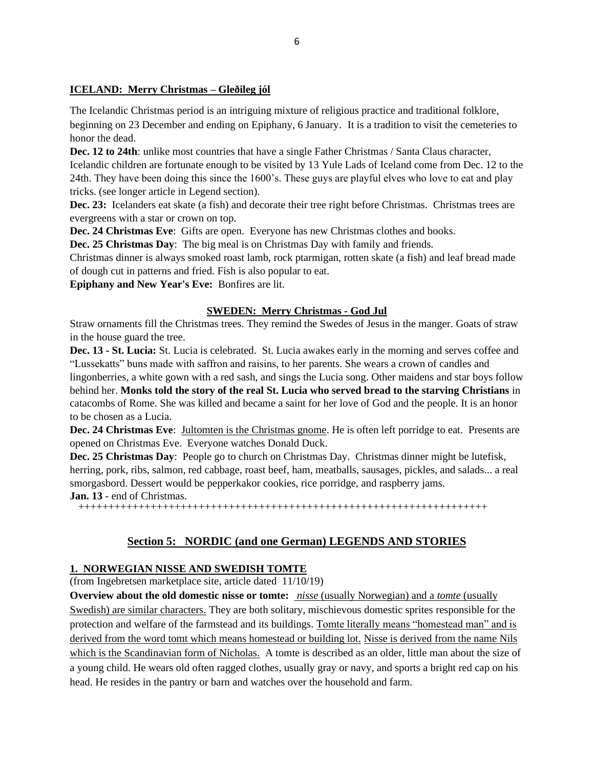## ICELAND: Merry Christmas – Gleðileg jól

The Icelandic Christmas period is an intriguing mixture of religious practice and traditional folklore, beginning on 23 December and ending on Epiphany, 6 January. It is a tradition to visit the cemeteries to honor the dead.

**Dec. 12 to 24th**: unlike most countries that have a single Father Christmas / Santa Claus character, Icelandic children are fortunate enough to be visited by 13 Yule Lads of Iceland come from Dec. 12 to the 24th. They have been doing this since the 1600's. These guys are playful elves who love to eat and play tricks. (see longer article in Legend section).

**Dec. 23:** Icelanders eat skate (a fish) and decorate their tree right before Christmas. Christmas trees are evergreens with a star or crown on top.

**Dec. 24 Christmas Eve**: Gifts are open. Everyone has new Christmas clothes and books.

**Dec. 25 Christmas Day**: The big meal is on Christmas Day with family and friends.

Christmas dinner is always smoked roast lamb, rock ptarmigan, rotten skate (a fish) and leaf bread made of dough cut in patterns and fried. Fish is also popular to eat.

**Epiphany and New Year's Eve:** Bonfires are lit.

## SWEDEN: Merry Christmas - God Jul

Straw ornaments fill the Christmas trees. They remind the Swedes of Jesus in the manger. Goats of straw in the house guard the tree.

**Dec. 13 - St. Lucia:** St. Lucia is celebrated. St. Lucia awakes early in the morning and serves coffee and "Lussekatts" buns made with saffron and raisins, to her parents. She wears a crown of candles and lingonberries, a white gown with a red sash, and sings the Lucia song. Other maidens and star boys follow behind her. **Monks told the story of the real St. Lucia who served bread to the starving Christians** in catacombs of Rome. She was killed and became a saint for her love of God and the people. It is an honor to be chosen as a Lucia.

**Dec. 24 Christmas Eve**: Jultomten is the Christmas gnome. He is often left porridge to eat. Presents are opened on Christmas Eve. Everyone watches Donald Duck.

**Dec. 25 Christmas Day**: People go to church on Christmas Day. Christmas dinner might be lutefisk, herring, pork, ribs, salmon, red cabbage, roast beef, ham, meatballs, sausages, pickles, and salads... a real smorgasbord. Dessert would be pepperkakor cookies, rice porridge, and raspberry jams.

**Jan. 13** - end of Christmas.

++++++++++++++++++++++++++++++++++++++++++++++++++++++++++++++++++++++++

# Section 5: NORDIC (and one German) LEGENDS AND STORIES

### 1. NORWEGIAN NISSE AND SWEDISH TOMTE

(from Ingebretsen marketplace site, article dated 11/10/19)

**Overview about the old domestic nisse or tomte:** *nisse* (usually Norwegian) and a *tomte* (usually Swedish) are similar characters. They are both solitary, mischievous domestic sprites responsible for the protection and welfare of the farmstead and its buildings. Tomte literally means "homestead man" and is derived from the word tomt which means homestead or building lot. Nisse is derived from the name Nils which is the Scandinavian form of Nicholas. A tomte is described as an older, little man about the size of a young child. He wears old often ragged clothes, usually gray or navy, and sports a bright red cap on his head. He resides in the pantry or barn and watches over the household and farm.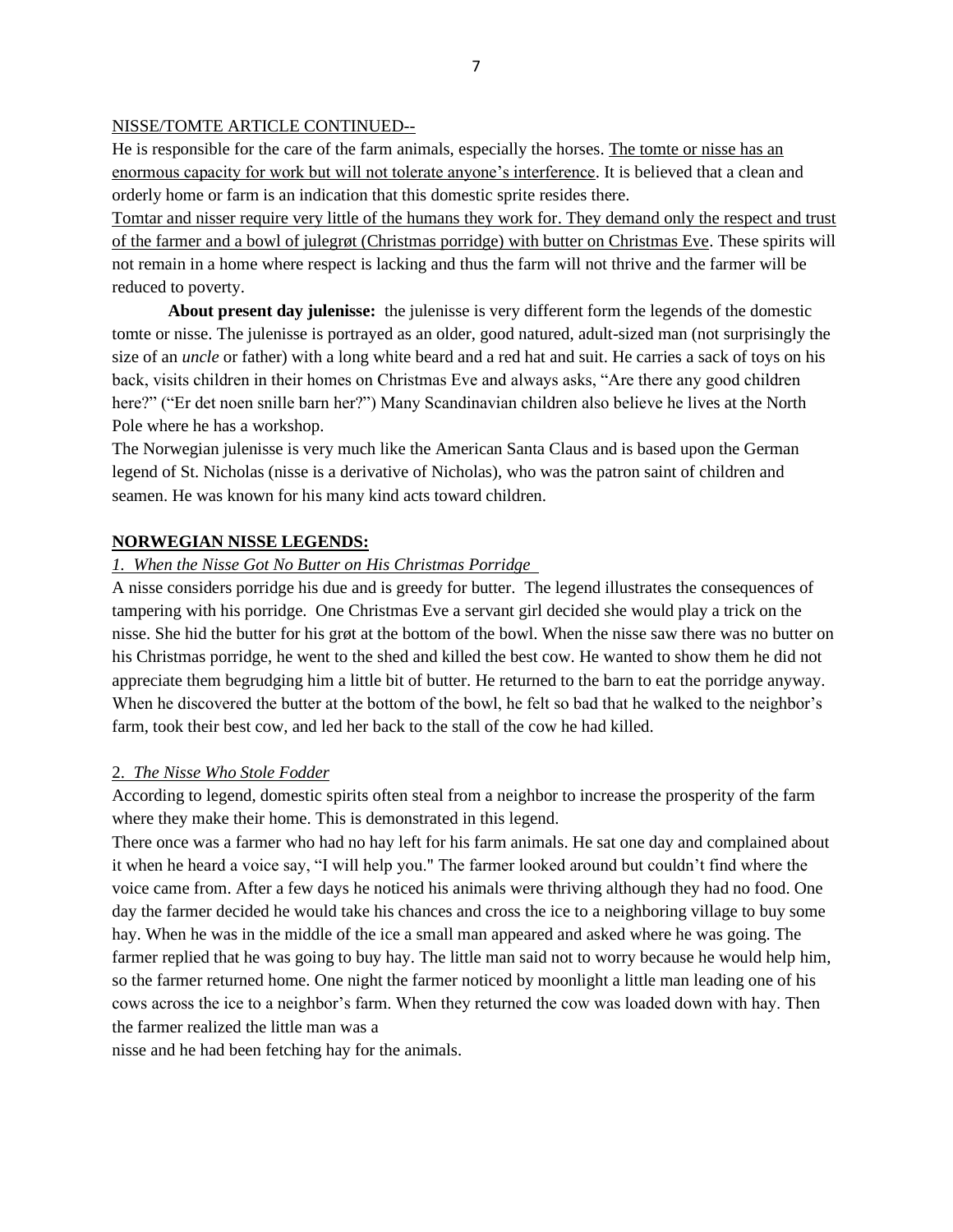NISSE/TOMTE ARTICLE CONTINUED--

He is responsible for the care of the farm animals, especially the horses. The tomte or nisse has an enormous capacity for work but will not tolerate anyone's interference. It is believed that a clean and orderly home or farm is an indication that this domestic sprite resides there.

Tomtar and nisser require very little of the humans they work for. They demand only the respect and trust of the farmer and a bowl of julegrøt (Christmas porridge) with butter on Christmas Eve. These spirits will not remain in a home where respect is lacking and thus the farm will not thrive and the farmer will be reduced to poverty.

**About present day julenisse:** the julenisse is very different form the legends of the domestic tomte or nisse. The julenisse is portrayed as an older, good natured, adult-sized man (not surprisingly the size of an *uncle* or father) with a long white beard and a red hat and suit. He carries a sack of toys on his back, visits children in their homes on Christmas Eve and always asks, "Are there any good children here?" ("Er det noen snille barn her?") Many Scandinavian children also believe he lives at the North Pole where he has a workshop.

The Norwegian julenisse is very much like the American Santa Claus and is based upon the German legend of St. Nicholas (nisse is a derivative of Nicholas), who was the patron saint of children and seamen. He was known for his many kind acts toward children.

## NORWEGIAN NISSE LEGENDS:

### *1. When the Nisse Got No Butter on His Christmas Porridge*

A nisse considers porridge his due and is greedy for butter. The legend illustrates the consequences of tampering with his porridge. One Christmas Eve a servant girl decided she would play a trick on the nisse. She hid the butter for his grøt at the bottom of the bowl. When the nisse saw there was no butter on his Christmas porridge, he went to the shed and killed the best cow. He wanted to show them he did not appreciate them begrudging him a little bit of butter. He returned to the barn to eat the porridge anyway. When he discovered the butter at the bottom of the bowl, he felt so bad that he walked to the neighbor's farm, took their best cow, and led her back to the stall of the cow he had killed.

### 2. *The Nisse Who Stole Fodder*

According to legend, domestic spirits often steal from a neighbor to increase the prosperity of the farm where they make their home. This is demonstrated in this legend.

There once was a farmer who had no hay left for his farm animals. He sat one day and complained about it when he heard a voice say, "I will help you." The farmer looked around but couldn't find where the voice came from. After a few days he noticed his animals were thriving although they had no food. One day the farmer decided he would take his chances and cross the ice to a neighboring village to buy some hay. When he was in the middle of the ice a small man appeared and asked where he was going. The farmer replied that he was going to buy hay. The little man said not to worry because he would help him, so the farmer returned home. One night the farmer noticed by moonlight a little man leading one of his cows across the ice to a neighbor's farm. When they returned the cow was loaded down with hay. Then the farmer realized the little man was a nisse and he had been fetching hay for the animals.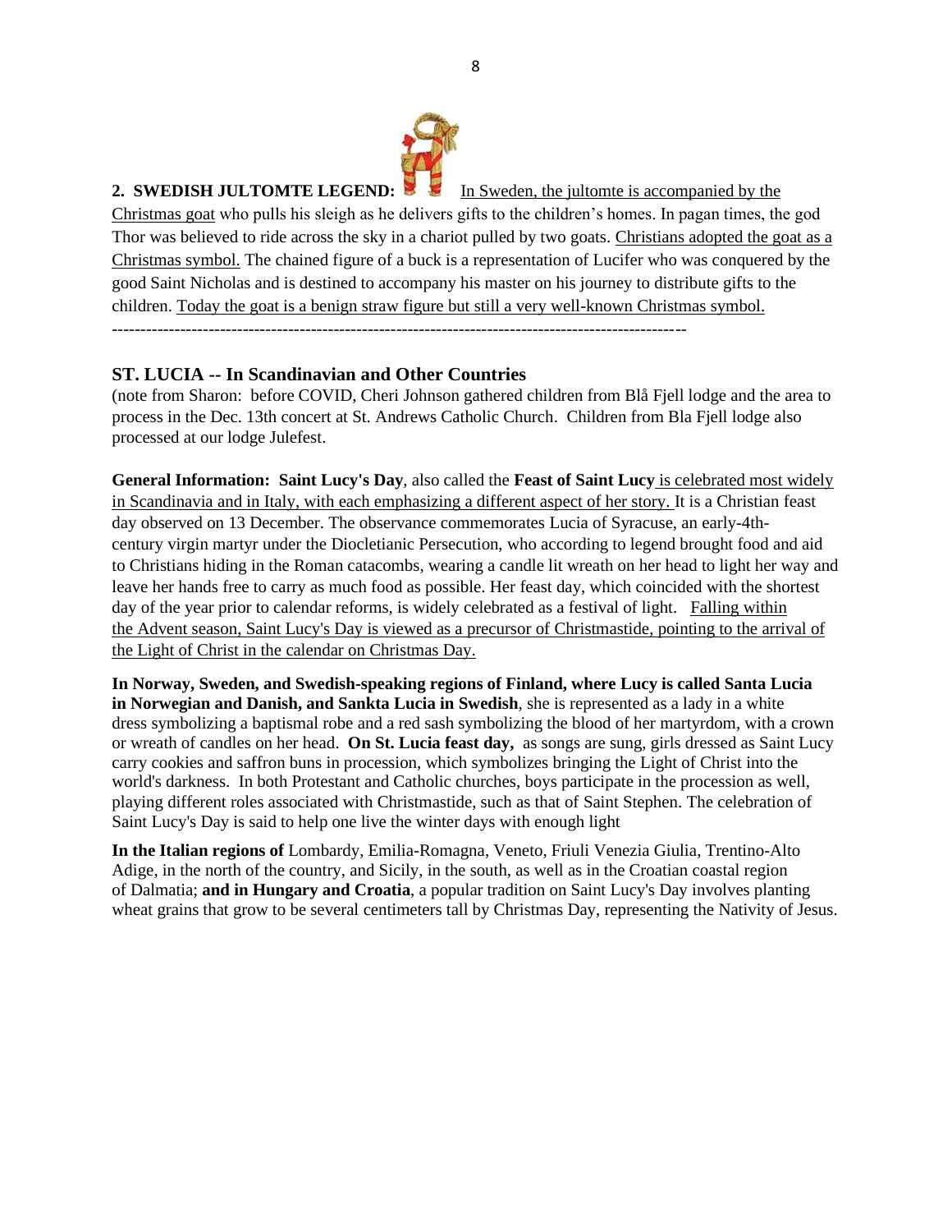**2. SWEDISH JULTOMTE LEGEND:** In Sweden, the jultomte is accompanied by the Christmas goat who pulls his sleigh as he delivers gifts to the children's homes. In pagan times, the god Thor was believed to ride across the sky in a chariot pulled by two goats. Christians adopted the goat as a Christmas symbol. The chained figure of a buck is a representation of Lucifer who was conquered by the good Saint Nicholas and is destined to accompany his master on his journey to distribute gifts to the children. Today the goat is a benign straw figure but still a very well-known Christmas symbol.

---

## ST. LUCIA -- In Scandinavian and Other Countries

(note from Sharon: before COVID, Cheri Johnson gathered children from Blå Fjell lodge and the area to process in the Dec. 13th concert at St. Andrews Catholic Church. Children from Bla Fjell lodge also processed at our lodge Julefest.

**General Information: Saint Lucy's Day**, also called the **Feast of Saint Lucy** is celebrated most widely in Scandinavia and in Italy, with each emphasizing a different aspect of her story. It is a Christian feast day observed on 13 December. The observance commemorates Lucia of Syracuse, an early-4th-century virgin martyr under the Diocletianic Persecution, who according to legend brought food and aid to Christians hiding in the Roman catacombs, wearing a candle lit wreath on her head to light her way and leave her hands free to carry as much food as possible. Her feast day, which coincided with the shortest day of the year prior to calendar reforms, is widely celebrated as a festival of light. Falling within the Advent season, Saint Lucy's Day is viewed as a precursor of Christmastide, pointing to the arrival of the Light of Christ in the calendar on Christmas Day.

**In Norway, Sweden, and Swedish-speaking regions of Finland, where Lucy is called Santa Lucia in Norwegian and Danish, and Sankta Lucia in Swedish**, she is represented as a lady in a white dress symbolizing a baptismal robe and a red sash symbolizing the blood of her martyrdom, with a crown or wreath of candles on her head. **On St. Lucia feast day,** as songs are sung, girls dressed as Saint Lucy carry cookies and saffron buns in procession, which symbolizes bringing the Light of Christ into the world's darkness. In both Protestant and Catholic churches, boys participate in the procession as well, playing different roles associated with Christmastide, such as that of Saint Stephen. The celebration of Saint Lucy's Day is said to help one live the winter days with enough light

**In the Italian regions of** Lombardy, Emilia-Romagna, Veneto, Friuli Venezia Giulia, Trentino-Alto Adige, in the north of the country, and Sicily, in the south, as well as in the Croatian coastal region of Dalmatia; **and in Hungary and Croatia**, a popular tradition on Saint Lucy's Day involves planting wheat grains that grow to be several centimeters tall by Christmas Day, representing the Nativity of Jesus.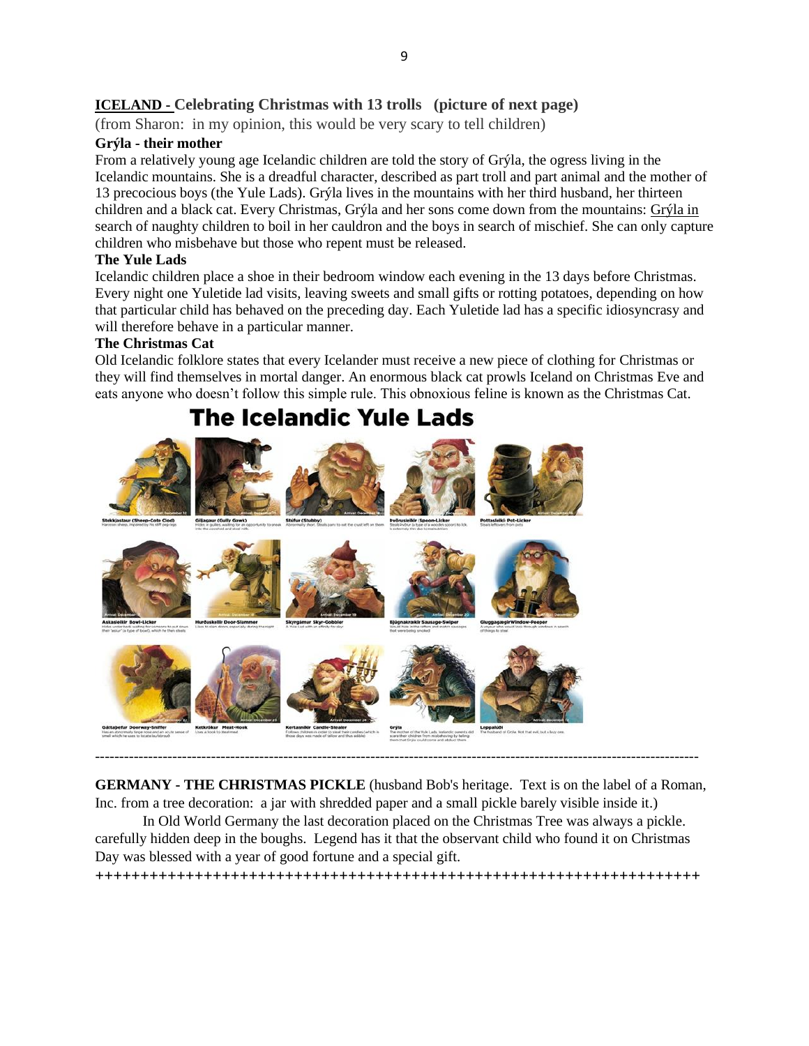## **ICELAND - Celebrating Christmas with 13 trolls (picture of next page)**

(from Sharon: in my opinion, this would be very scary to tell children)

**Grýla - their mother**

From a relatively young age Icelandic children are told the story of Grýla, the ogress living in the Icelandic mountains. She is a dreadful character, described as part troll and part animal and the mother of 13 precocious boys (the Yule Lads). Grýla lives in the mountains with her third husband, her thirteen children and a black cat. Every Christmas, Grýla and her sons come down from the mountains: Grýla in search of naughty children to boil in her cauldron and the boys in search of mischief. She can only capture children who misbehave but those who repent must be released.

**The Yule Lads**

Icelandic children place a shoe in their bedroom window each evening in the 13 days before Christmas. Every night one Yuletide lad visits, leaving sweets and small gifts or rotting potatoes, depending on how that particular child has behaved on the preceding day. Each Yuletide lad has a specific idiosyncrasy and will therefore behave in a particular manner.

**The Christmas Cat**

Old Icelandic folklore states that every Icelander must receive a new piece of clothing for Christmas or they will find themselves in mortal danger. An enormous black cat prowls Iceland on Christmas Eve and eats anyone who doesn't follow this simple rule. This obnoxious feline is known as the Christmas Cat.

**The Icelandic Yule Lads**

---

**GERMANY - THE CHRISTMAS PICKLE** (husband Bob's heritage. Text is on the label of a Roman, Inc. from a tree decoration: a jar with shredded paper and a small pickle barely visible inside it.)

In Old World Germany the last decoration placed on the Christmas Tree was always a pickle. carefully hidden deep in the boughs. Legend has it that the observant child who found it on Christmas Day was blessed with a year of good fortune and a special gift.

++++++++++++++++++++++++++++++++++++++++++++++++++++++++++++++++++++++++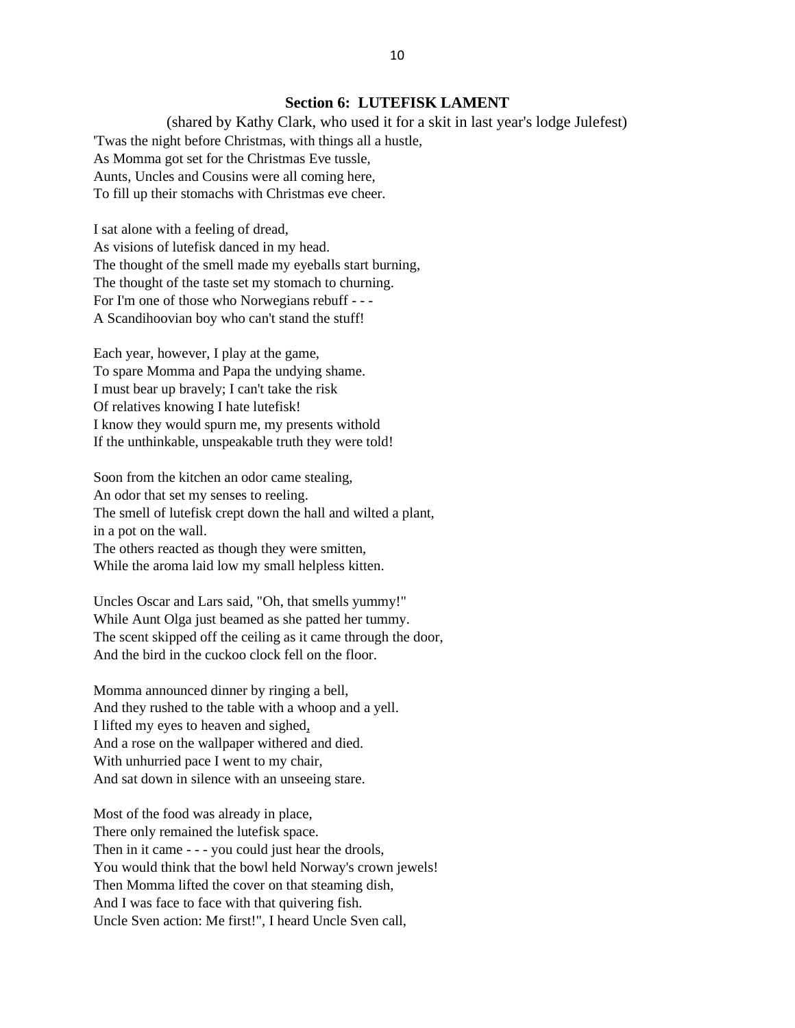### Section 6: LUTEFISK LAMENT

(shared by Kathy Clark, who used it for a skit in last year's lodge Julefest)

'Twas the night before Christmas, with things all a hustle,
As Momma got set for the Christmas Eve tussle,
Aunts, Uncles and Cousins were all coming here,
To fill up their stomachs with Christmas eve cheer.

I sat alone with a feeling of dread,
As visions of lutefisk danced in my head.
The thought of the smell made my eyeballs start burning,
The thought of the taste set my stomach to churning.
For I'm one of those who Norwegians rebuff - - -
A Scandihoovian boy who can't stand the stuff!

Each year, however, I play at the game,
To spare Momma and Papa the undying shame.
I must bear up bravely; I can't take the risk
Of relatives knowing I hate lutefisk!
I know they would spurn me, my presents withold
If the unthinkable, unspeakable truth they were told!

Soon from the kitchen an odor came stealing,
An odor that set my senses to reeling.
The smell of lutefisk crept down the hall and wilted a plant,
in a pot on the wall.
The others reacted as though they were smitten,
While the aroma laid low my small helpless kitten.

Uncles Oscar and Lars said, "Oh, that smells yummy!"
While Aunt Olga just beamed as she patted her tummy.
The scent skipped off the ceiling as it came through the door,
And the bird in the cuckoo clock fell on the floor.

Momma announced dinner by ringing a bell,
And they rushed to the table with a whoop and a yell.
I lifted my eyes to heaven and sighed,
And a rose on the wallpaper withered and died.
With unhurried pace I went to my chair,
And sat down in silence with an unseeing stare.

Most of the food was already in place,
There only remained the lutefisk space.
Then in it came - - - you could just hear the drools,
You would think that the bowl held Norway's crown jewels!
Then Momma lifted the cover on that steaming dish,
And I was face to face with that quivering fish.
Uncle Sven action: Me first!", I heard Uncle Sven call,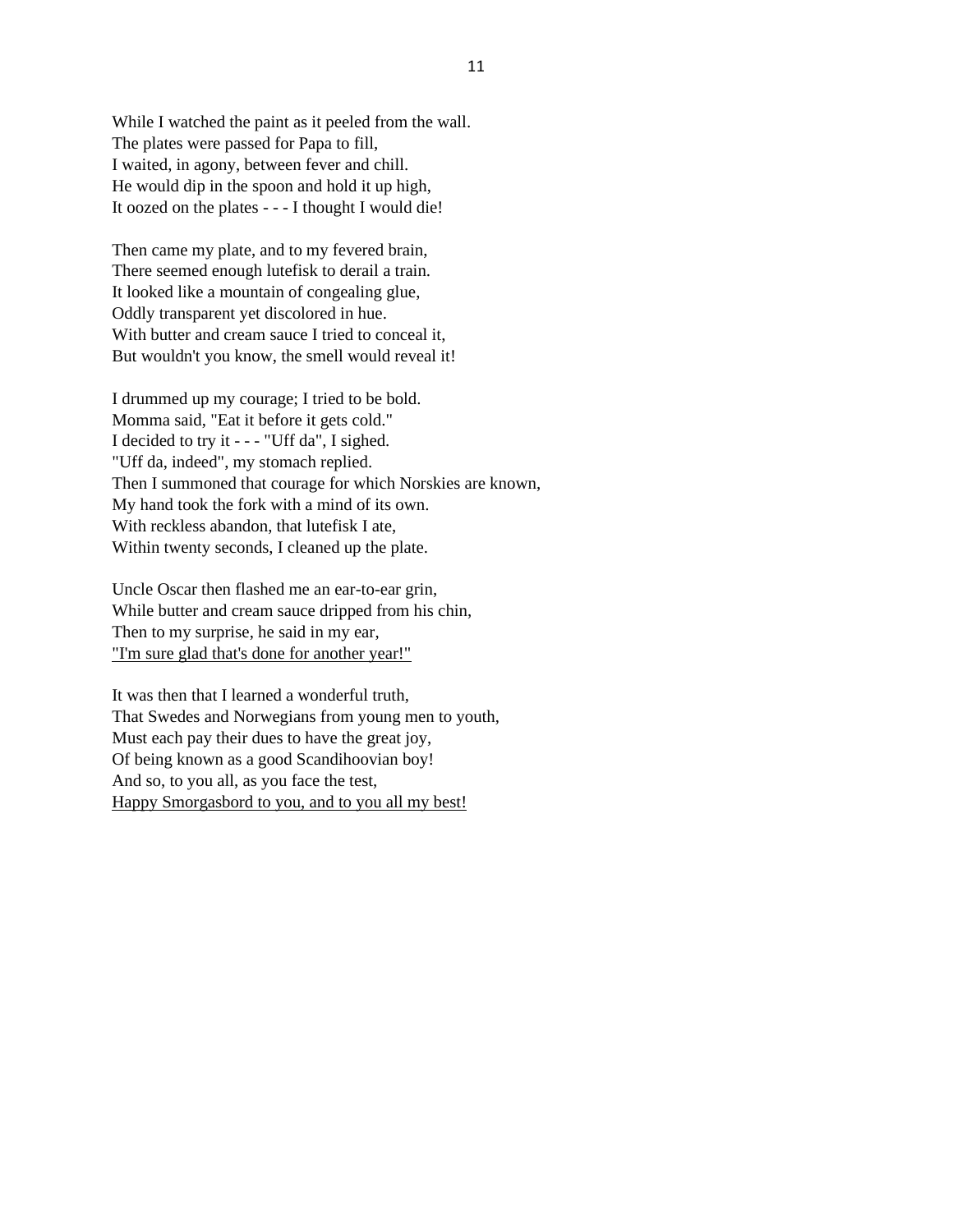While I watched the paint as it peeled from the wall.
The plates were passed for Papa to fill,
I waited, in agony, between fever and chill.
He would dip in the spoon and hold it up high,
It oozed on the plates - - - I thought I would die!

Then came my plate, and to my fevered brain,
There seemed enough lutefisk to derail a train.
It looked like a mountain of congealing glue,
Oddly transparent yet discolored in hue.
With butter and cream sauce I tried to conceal it,
But wouldn't you know, the smell would reveal it!

I drummed up my courage; I tried to be bold.
Momma said, "Eat it before it gets cold."
I decided to try it - - - "Uff da", I sighed.
"Uff da, indeed", my stomach replied.
Then I summoned that courage for which Norskies are known,
My hand took the fork with a mind of its own.
With reckless abandon, that lutefisk I ate,
Within twenty seconds, I cleaned up the plate.

Uncle Oscar then flashed me an ear-to-ear grin,
While butter and cream sauce dripped from his chin,
Then to my surprise, he said in my ear,
<u>"I'm sure glad that's done for another year!"</u>

It was then that I learned a wonderful truth,
That Swedes and Norwegians from young men to youth,
Must each pay their dues to have the great joy,
Of being known as a good Scandihoovian boy!
And so, to you all, as you face the test,
<u>Happy Smorgasbord to you, and to you all my best!</u>